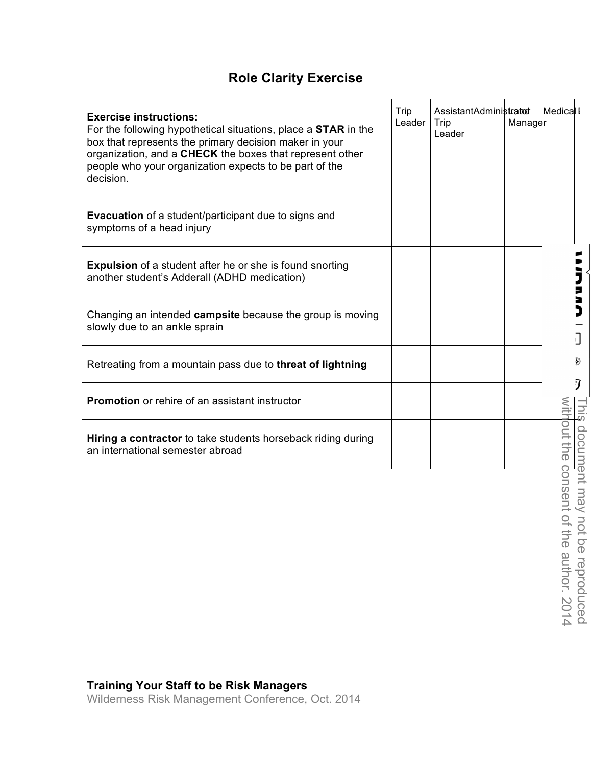# Role Clarity Exercise

| **Exercise instructions:** For the following hypothetical situations, place a **STAR** in the box that represents the primary decision maker in your organization, and a **CHECK** the boxes that represent other people who your organization expects to be part of the decision. | Trip Leader | Assistant Trip Leader | Administrator | Land Manager | Medical |
|---|---|---|---|---|---|
| **Evacuation** of a student/participant due to signs and symptoms of a head injury | | | | | |
| **Expulsion** of a student after he or she is found snorting another student's Adderall (ADHD medication) | | | | | |
| Changing an intended **campsite** because the group is moving slowly due to an ankle sprain | | | | | |
| Retreating from a mountain pass due to **threat of lightning** | | | | | |
| **Promotion** or rehire of an assistant instructor | | | | | |
| **Hiring a contractor** to take students horseback riding during an international semester abroad | | | | | |

This document may not be reproduced without the consent of the author. 2014

**Training Your Staff to be Risk Managers**
Wilderness Risk Management Conference, Oct. 2014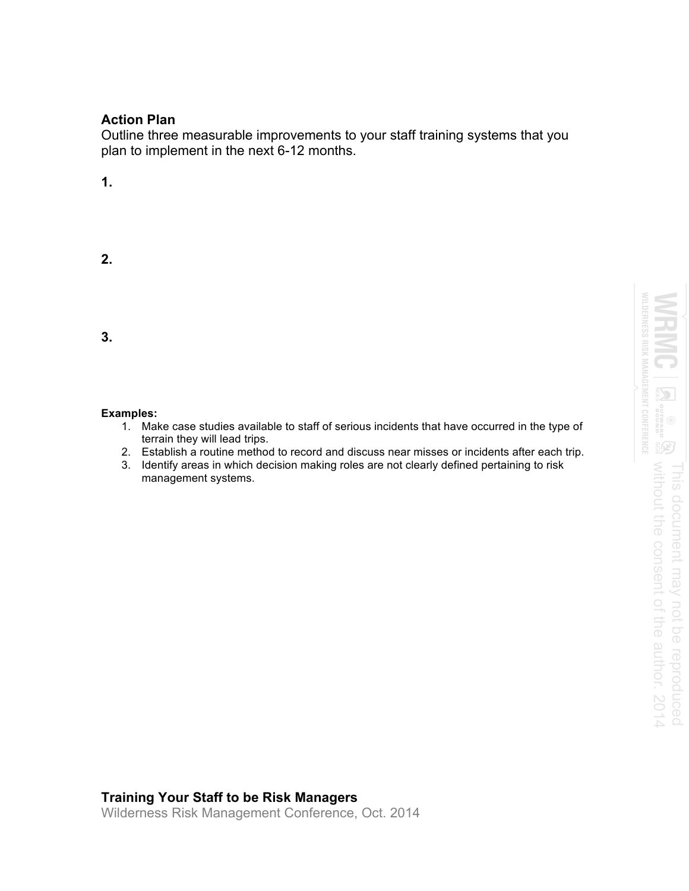## Action Plan

Outline three measurable improvements to your staff training systems that you plan to implement in the next 6-12 months.

**1.**

**2.**

**3.**

**Examples:**

1. Make case studies available to staff of serious incidents that have occurred in the type of terrain they will lead trips.
2. Establish a routine method to record and discuss near misses or incidents after each trip.
3. Identify areas in which decision making roles are not clearly defined pertaining to risk management systems.